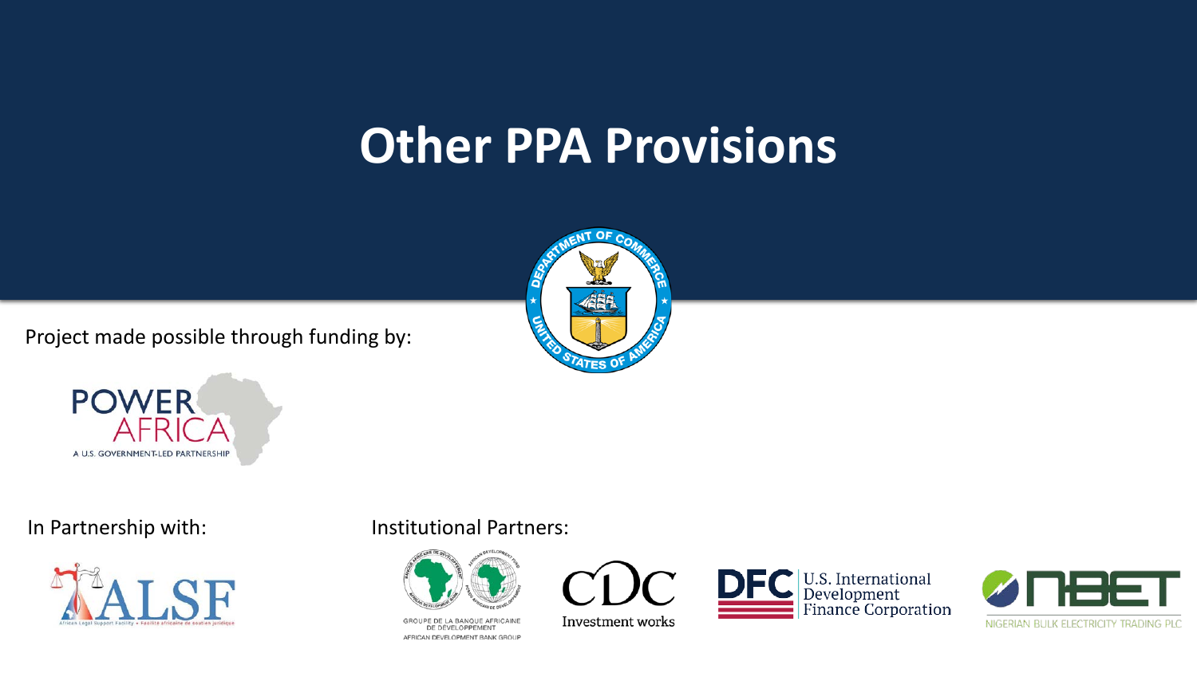# Other PPA Provisions

Project made possible through funding by:

In Partnership with:

Institutional Partners: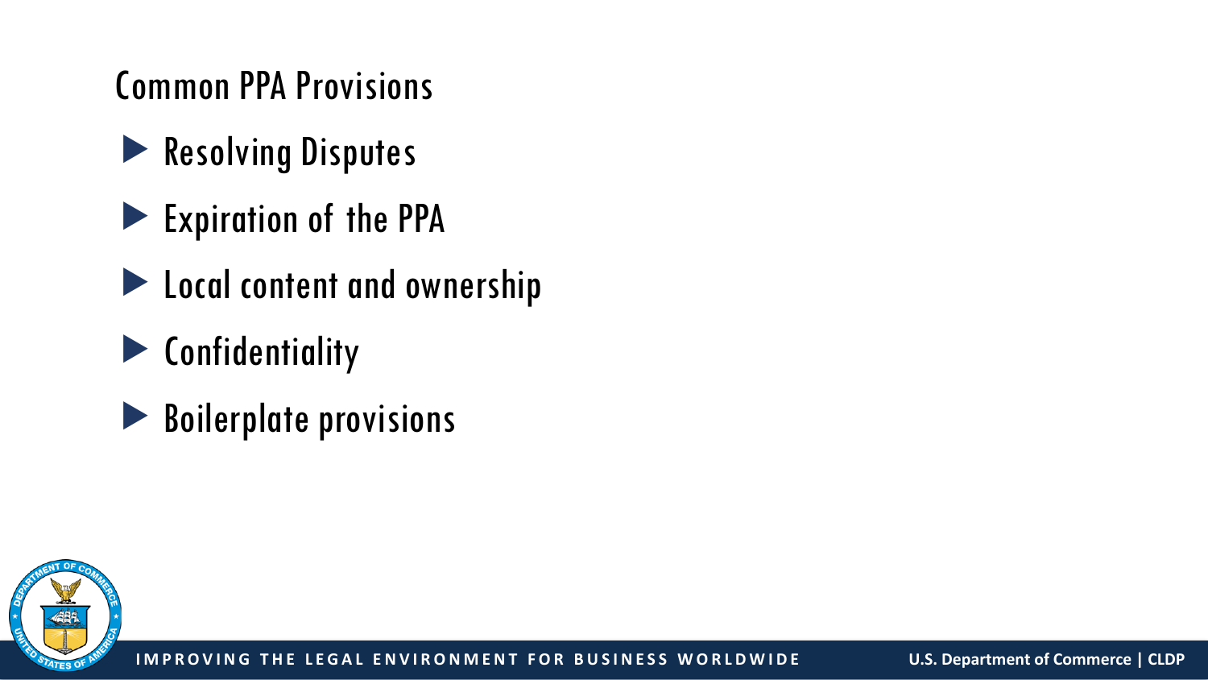## Common PPA Provisions

- Resolving Disputes
- Expiration of the PPA
- Local content and ownership
- Confidentiality
- Boilerplate provisions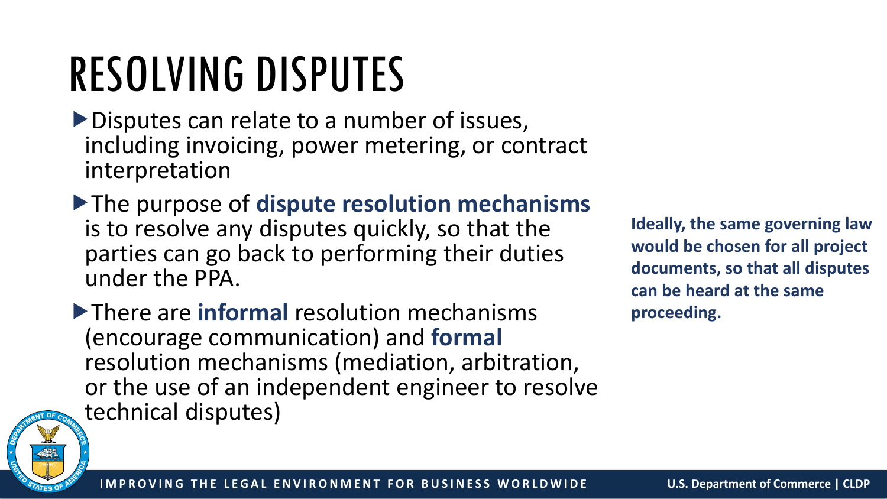# RESOLVING DISPUTES

- Disputes can relate to a number of issues, including invoicing, power metering, or contract interpretation
- The purpose of **dispute resolution mechanisms** is to resolve any disputes quickly, so that the parties can go back to performing their duties under the PPA.
- There are **informal** resolution mechanisms (encourage communication) and **formal** resolution mechanisms (mediation, arbitration, or the use of an independent engineer to resolve technical disputes)

**Ideally, the same governing law would be chosen for all project documents, so that all disputes can be heard at the same proceeding.**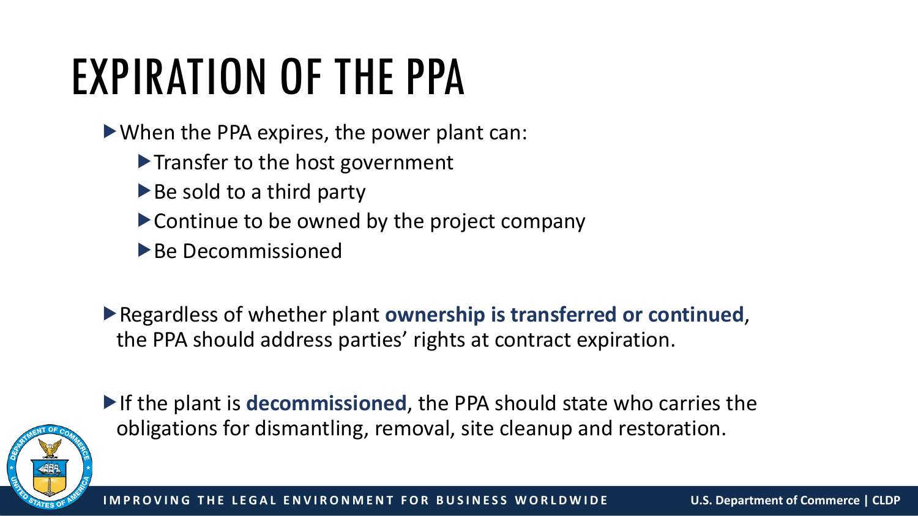# EXPIRATION OF THE PPA

- When the PPA expires, the power plant can:
  - Transfer to the host government
  - Be sold to a third party
  - Continue to be owned by the project company
  - Be Decommissioned

- Regardless of whether plant **ownership is transferred or continued**, the PPA should address parties' rights at contract expiration.

- If the plant is **decommissioned**, the PPA should state who carries the obligations for dismantling, removal, site cleanup and restoration.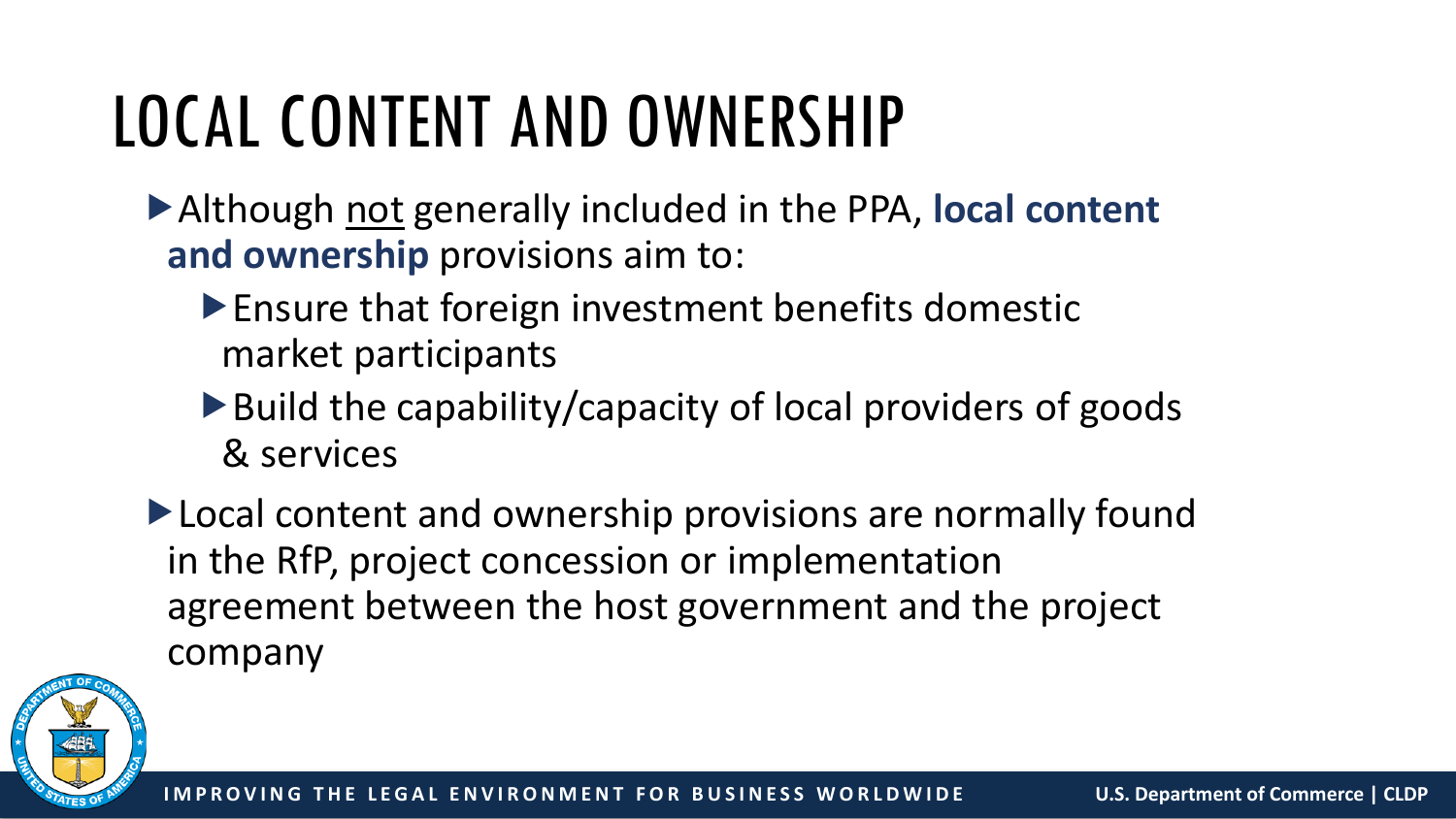# LOCAL CONTENT AND OWNERSHIP

- Although <u>not</u> generally included in the PPA, **local content and ownership** provisions aim to:
  - Ensure that foreign investment benefits domestic market participants
  - Build the capability/capacity of local providers of goods & services
- Local content and ownership provisions are normally found in the RfP, project concession or implementation agreement between the host government and the project company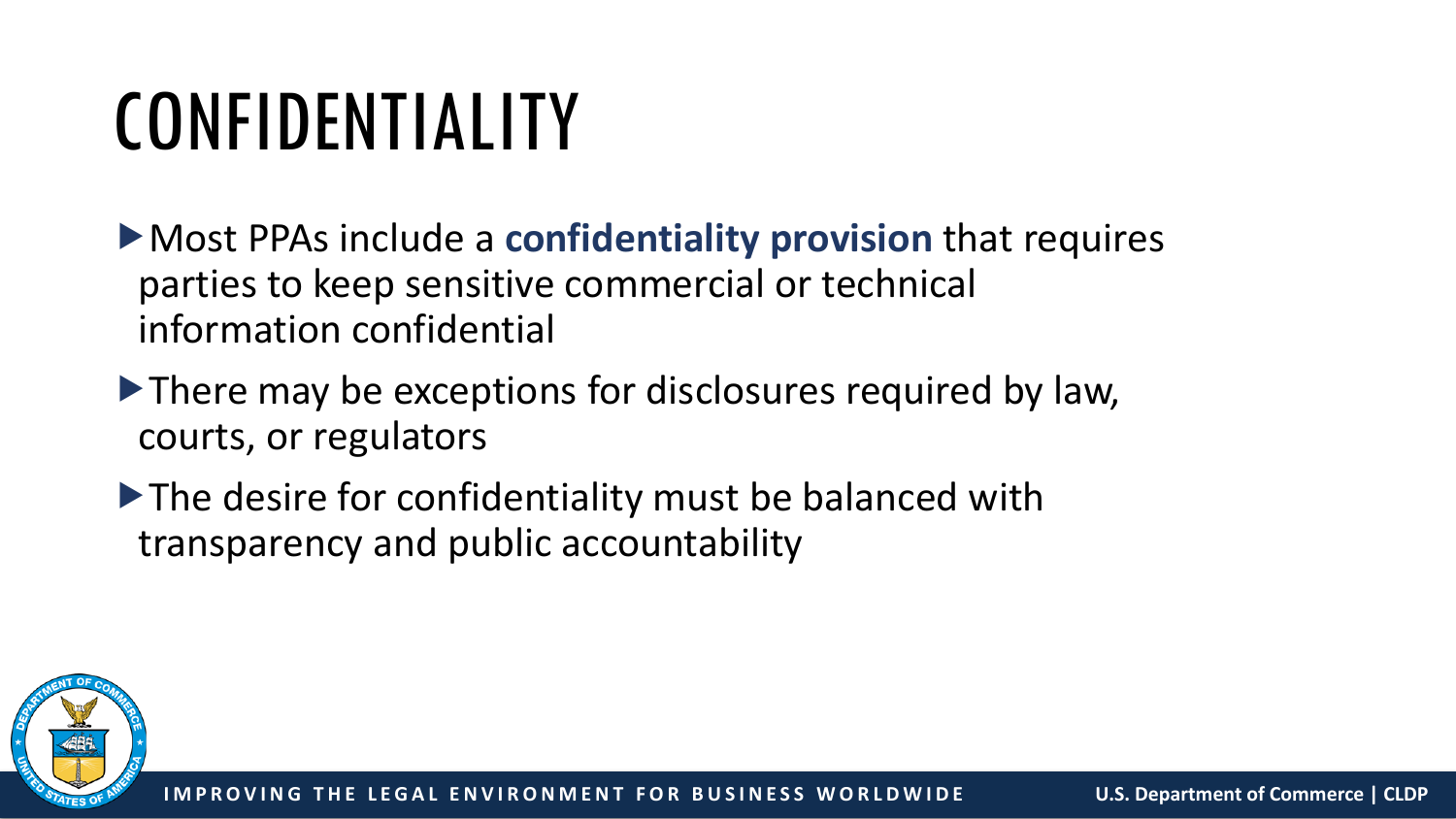# CONFIDENTIALITY

- Most PPAs include a **confidentiality provision** that requires parties to keep sensitive commercial or technical information confidential
- There may be exceptions for disclosures required by law, courts, or regulators
- The desire for confidentiality must be balanced with transparency and public accountability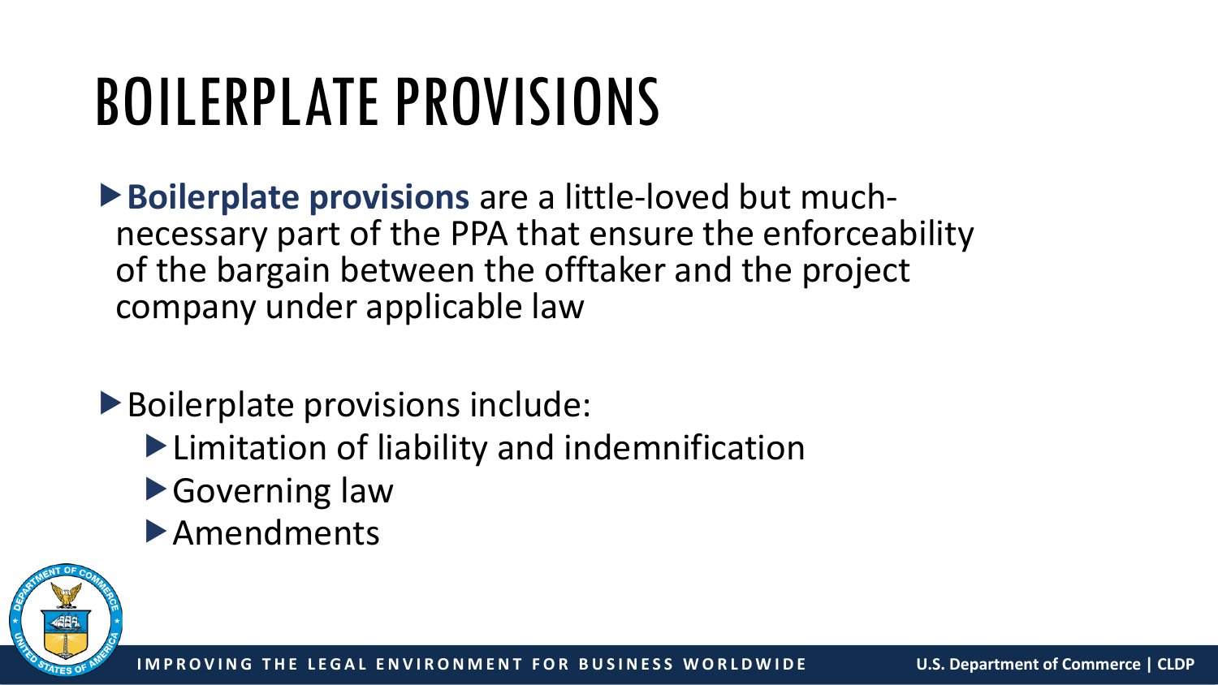# BOILERPLATE PROVISIONS

- **Boilerplate provisions** are a little-loved but much-necessary part of the PPA that ensure the enforceability of the bargain between the offtaker and the project company under applicable law

- Boilerplate provisions include:
  - Limitation of liability and indemnification
  - Governing law
  - Amendments